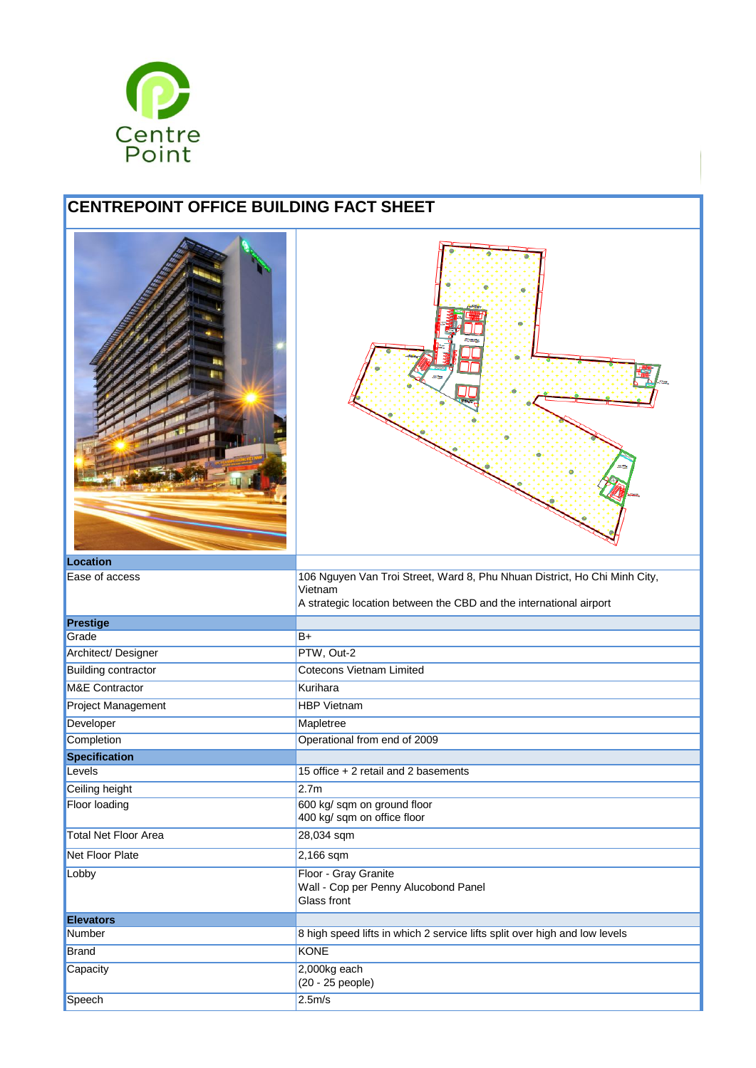Centre Point

# CENTREPOINT OFFICE BUILDING FACT SHEET

| | |
|---|---|
| **Location** | |
| Ease of access | 106 Nguyen Van Troi Street, Ward 8, Phu Nhuan District, Ho Chi Minh City, Vietnam<br>A strategic location between the CBD and the international airport |
| **Prestige** | |
| Grade | B+ |
| Architect/ Designer | PTW, Out-2 |
| Building contractor | Cotecons Vietnam Limited |
| M&E Contractor | Kurihara |
| Project Management | HBP Vietnam |
| Developer | Mapletree |
| Completion | Operational from end of 2009 |
| **Specification** | |
| Levels | 15 office + 2 retail and 2 basements |
| Ceiling height | 2.7m |
| Floor loading | 600 kg/ sqm on ground floor<br>400 kg/ sqm on office floor |
| Total Net Floor Area | 28,034 sqm |
| Net Floor Plate | 2,166 sqm |
| Lobby | Floor - Gray Granite<br>Wall - Cop per Penny Alucobond Panel<br>Glass front |
| **Elevators** | |
| Number | 8 high speed lifts in which 2 service lifts split over high and low levels |
| Brand | KONE |
| Capacity | 2,000kg each<br>(20 - 25 people) |
| Speech | 2.5m/s |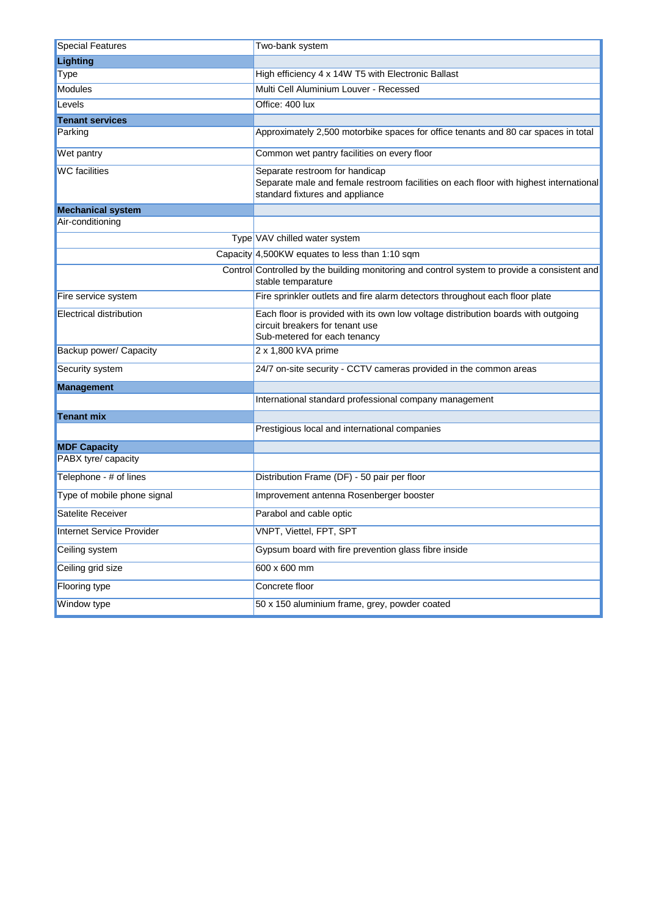| | |
|---|---|
| Special Features | Two-bank system |
| **Lighting** | |
| Type | High efficiency 4 x 14W T5 with Electronic Ballast |
| Modules | Multi Cell Aluminium Louver - Recessed |
| Levels | Office: 400 lux |
| **Tenant services** | |
| Parking | Approximately 2,500 motorbike spaces for office tenants and 80 car spaces in total |
| Wet pantry | Common wet pantry facilities on every floor |
| WC facilities | Separate restroom for handicap<br>Separate male and female restroom facilities on each floor with highest international standard fixtures and appliance |
| **Mechanical system** | |
| Air-conditioning | |
| Type | VAV chilled water system |
| Capacity | 4,500KW equates to less than 1:10 sqm |
| Control | Controlled by the building monitoring and control system to provide a consistent and stable temparature |
| Fire service system | Fire sprinkler outlets and fire alarm detectors throughout each floor plate |
| Electrical distribution | Each floor is provided with its own low voltage distribution boards with outgoing circuit breakers for tenant use<br>Sub-metered for each tenancy |
| Backup power/ Capacity | 2 x 1,800 kVA prime |
| Security system | 24/7 on-site security - CCTV cameras provided in the common areas |
| **Management** | |
| | International standard professional company management |
| **Tenant mix** | |
| | Prestigious local and international companies |
| **MDF Capacity** | |
| PABX tyre/ capacity | |
| Telephone - # of lines | Distribution Frame (DF) - 50 pair per floor |
| Type of mobile phone signal | Improvement antenna Rosenberger booster |
| Satelite Receiver | Parabol and cable optic |
| Internet Service Provider | VNPT, Viettel, FPT, SPT |
| Ceiling system | Gypsum board with fire prevention glass fibre inside |
| Ceiling grid size | 600 x 600 mm |
| Flooring type | Concrete floor |
| Window type | 50 x 150 aluminium frame, grey, powder coated |